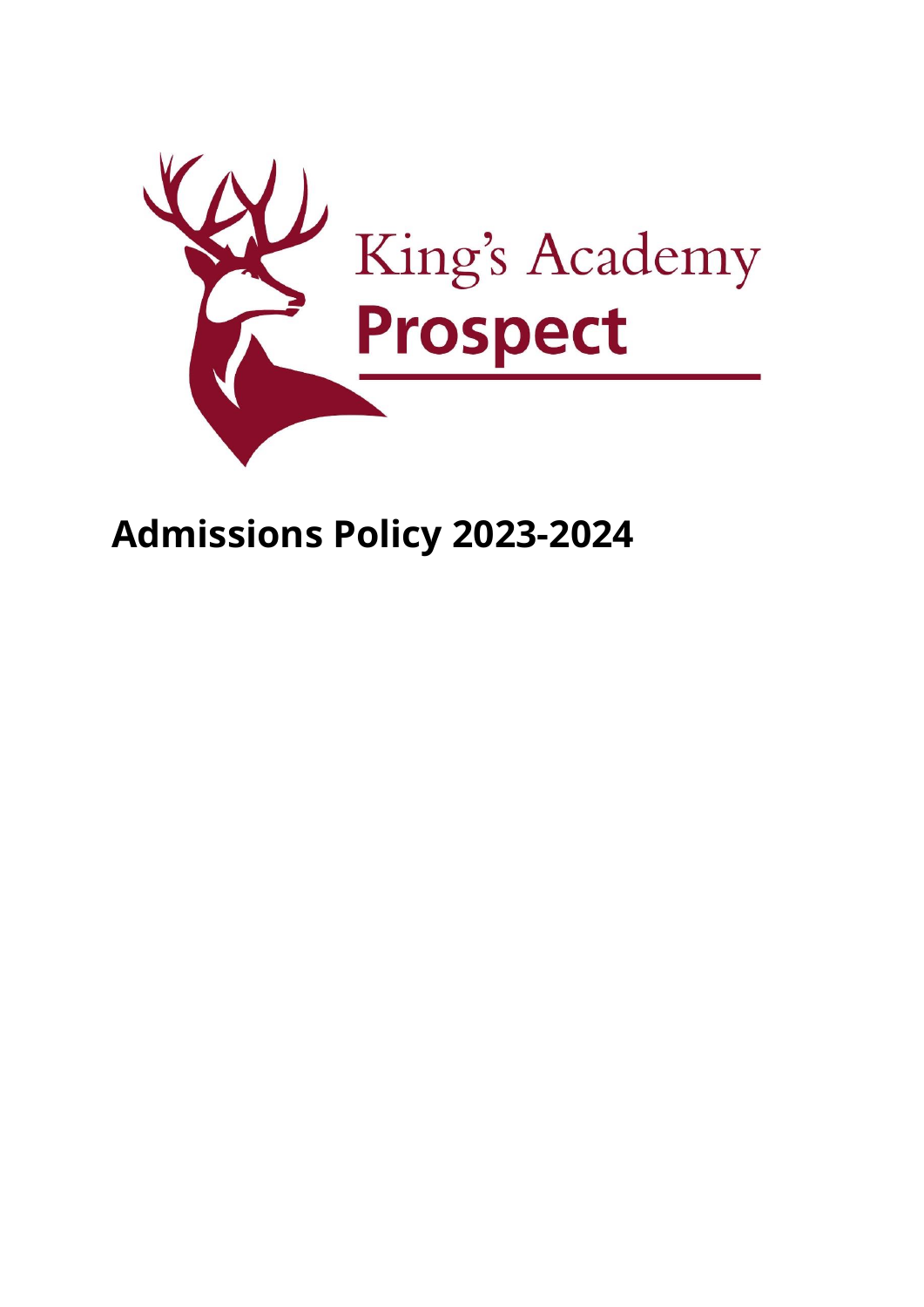King's Academy
**Prospect**

# Admissions Policy 2023-2024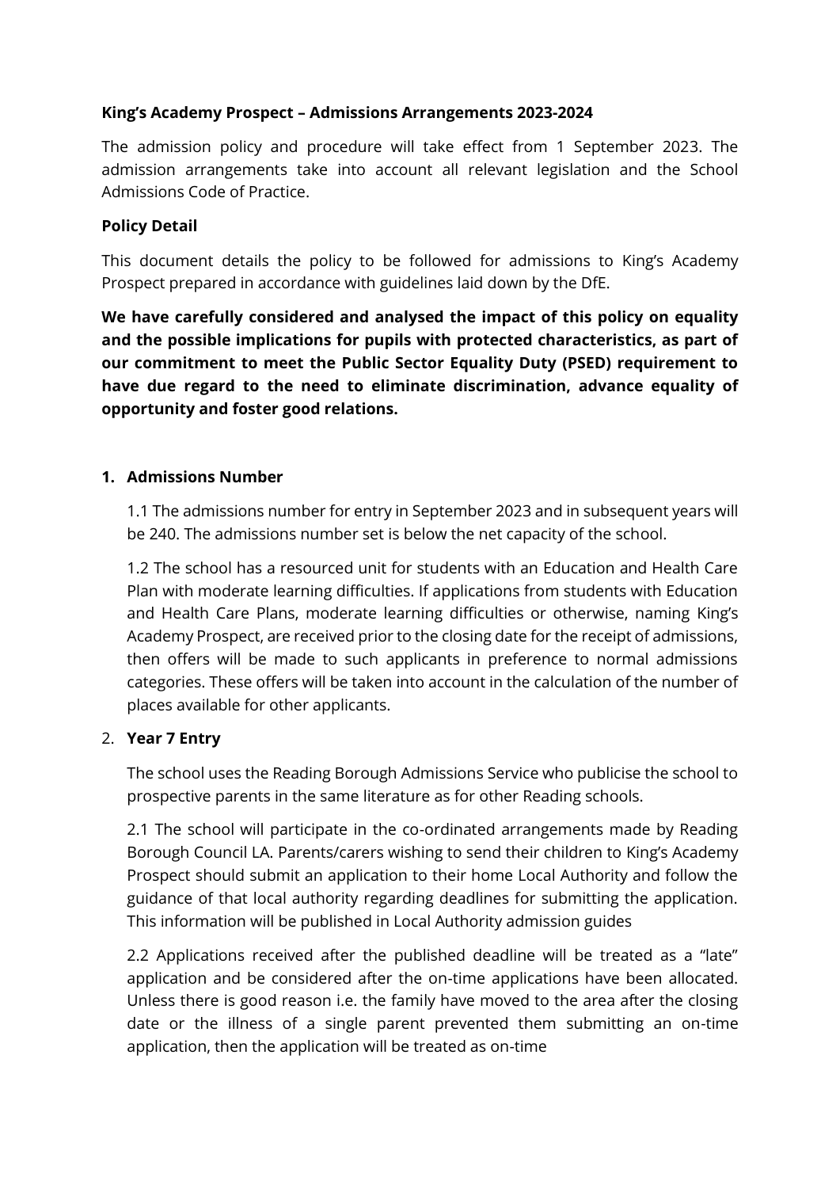**King's Academy Prospect – Admissions Arrangements 2023-2024**

The admission policy and procedure will take effect from 1 September 2023. The admission arrangements take into account all relevant legislation and the School Admissions Code of Practice.

**Policy Detail**

This document details the policy to be followed for admissions to King's Academy Prospect prepared in accordance with guidelines laid down by the DfE.

**We have carefully considered and analysed the impact of this policy on equality and the possible implications for pupils with protected characteristics, as part of our commitment to meet the Public Sector Equality Duty (PSED) requirement to have due regard to the need to eliminate discrimination, advance equality of opportunity and foster good relations.**

1. **Admissions Number**

   1.1 The admissions number for entry in September 2023 and in subsequent years will be 240. The admissions number set is below the net capacity of the school.

   1.2 The school has a resourced unit for students with an Education and Health Care Plan with moderate learning difficulties. If applications from students with Education and Health Care Plans, moderate learning difficulties or otherwise, naming King's Academy Prospect, are received prior to the closing date for the receipt of admissions, then offers will be made to such applicants in preference to normal admissions categories. These offers will be taken into account in the calculation of the number of places available for other applicants.

2. **Year 7 Entry**

   The school uses the Reading Borough Admissions Service who publicise the school to prospective parents in the same literature as for other Reading schools.

   2.1 The school will participate in the co-ordinated arrangements made by Reading Borough Council LA. Parents/carers wishing to send their children to King's Academy Prospect should submit an application to their home Local Authority and follow the guidance of that local authority regarding deadlines for submitting the application. This information will be published in Local Authority admission guides

   2.2 Applications received after the published deadline will be treated as a "late" application and be considered after the on-time applications have been allocated. Unless there is good reason i.e. the family have moved to the area after the closing date or the illness of a single parent prevented them submitting an on-time application, then the application will be treated as on-time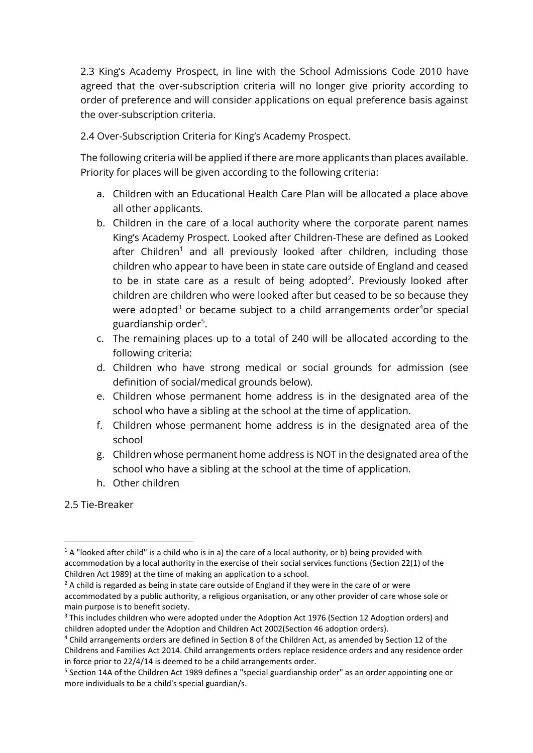2.3 King's Academy Prospect, in line with the School Admissions Code 2010 have agreed that the over-subscription criteria will no longer give priority according to order of preference and will consider applications on equal preference basis against the over-subscription criteria.

2.4 Over-Subscription Criteria for King's Academy Prospect.

The following criteria will be applied if there are more applicants than places available. Priority for places will be given according to the following criteria:

a. Children with an Educational Health Care Plan will be allocated a place above all other applicants.
b. Children in the care of a local authority where the corporate parent names King's Academy Prospect. Looked after Children-These are defined as Looked after Children[1] and all previously looked after children, including those children who appear to have been in state care outside of England and ceased to be in state care as a result of being adopted[2]. Previously looked after children are children who were looked after but ceased to be so because they were adopted[3] or became subject to a child arrangements order[4] or special guardianship order[5].
c. The remaining places up to a total of 240 will be allocated according to the following criteria:
d. Children who have strong medical or social grounds for admission (see definition of social/medical grounds below).
e. Children whose permanent home address is in the designated area of the school who have a sibling at the school at the time of application.
f. Children whose permanent home address is in the designated area of the school
g. Children whose permanent home address is NOT in the designated area of the school who have a sibling at the school at the time of application.
h. Other children

2.5 Tie-Breaker

---

[1] A "looked after child" is a child who is in a) the care of a local authority, or b) being provided with accommodation by a local authority in the exercise of their social services functions (Section 22(1) of the Children Act 1989) at the time of making an application to a school.

[2] A child is regarded as being in state care outside of England if they were in the care of or were accommodated by a public authority, a religious organisation, or any other provider of care whose sole or main purpose is to benefit society.

[3] This includes children who were adopted under the Adoption Act 1976 (Section 12 Adoption orders) and children adopted under the Adoption and Children Act 2002(Section 46 adoption orders).

[4] Child arrangements orders are defined in Section 8 of the Children Act, as amended by Section 12 of the Childrens and Families Act 2014. Child arrangements orders replace residence orders and any residence order in force prior to 22/4/14 is deemed to be a child arrangements order.

[5] Section 14A of the Children Act 1989 defines a "special guardianship order" as an order appointing one or more individuals to be a child's special guardian/s.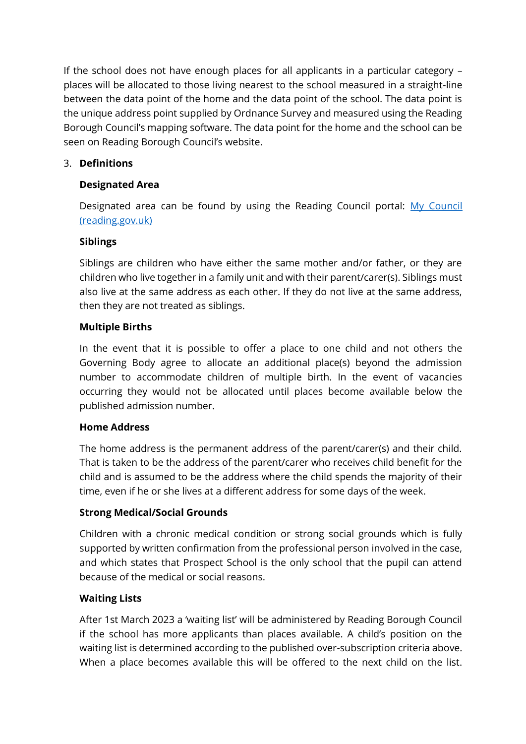If the school does not have enough places for all applicants in a particular category – places will be allocated to those living nearest to the school measured in a straight-line between the data point of the home and the data point of the school. The data point is the unique address point supplied by Ordnance Survey and measured using the Reading Borough Council's mapping software. The data point for the home and the school can be seen on Reading Borough Council's website.

3. **Definitions**

**Designated Area**

Designated area can be found by using the Reading Council portal: [My Council (reading.gov.uk)]()

**Siblings**

Siblings are children who have either the same mother and/or father, or they are children who live together in a family unit and with their parent/carer(s). Siblings must also live at the same address as each other. If they do not live at the same address, then they are not treated as siblings.

**Multiple Births**

In the event that it is possible to offer a place to one child and not others the Governing Body agree to allocate an additional place(s) beyond the admission number to accommodate children of multiple birth. In the event of vacancies occurring they would not be allocated until places become available below the published admission number.

**Home Address**

The home address is the permanent address of the parent/carer(s) and their child. That is taken to be the address of the parent/carer who receives child benefit for the child and is assumed to be the address where the child spends the majority of their time, even if he or she lives at a different address for some days of the week.

**Strong Medical/Social Grounds**

Children with a chronic medical condition or strong social grounds which is fully supported by written confirmation from the professional person involved in the case, and which states that Prospect School is the only school that the pupil can attend because of the medical or social reasons.

**Waiting Lists**

After 1st March 2023 a 'waiting list' will be administered by Reading Borough Council if the school has more applicants than places available. A child's position on the waiting list is determined according to the published over-subscription criteria above. When a place becomes available this will be offered to the next child on the list.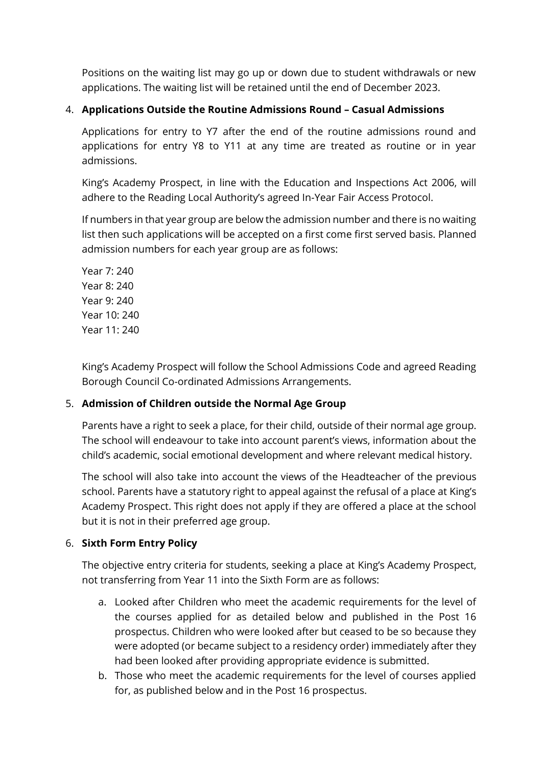Positions on the waiting list may go up or down due to student withdrawals or new applications. The waiting list will be retained until the end of December 2023.

4. **Applications Outside the Routine Admissions Round – Casual Admissions**

   Applications for entry to Y7 after the end of the routine admissions round and applications for entry Y8 to Y11 at any time are treated as routine or in year admissions.

   King's Academy Prospect, in line with the Education and Inspections Act 2006, will adhere to the Reading Local Authority's agreed In-Year Fair Access Protocol.

   If numbers in that year group are below the admission number and there is no waiting list then such applications will be accepted on a first come first served basis. Planned admission numbers for each year group are as follows:

   Year 7: 240
   Year 8: 240
   Year 9: 240
   Year 10: 240
   Year 11: 240

   King's Academy Prospect will follow the School Admissions Code and agreed Reading Borough Council Co-ordinated Admissions Arrangements.

5. **Admission of Children outside the Normal Age Group**

   Parents have a right to seek a place, for their child, outside of their normal age group. The school will endeavour to take into account parent's views, information about the child's academic, social emotional development and where relevant medical history.

   The school will also take into account the views of the Headteacher of the previous school. Parents have a statutory right to appeal against the refusal of a place at King's Academy Prospect. This right does not apply if they are offered a place at the school but it is not in their preferred age group.

6. **Sixth Form Entry Policy**

   The objective entry criteria for students, seeking a place at King's Academy Prospect, not transferring from Year 11 into the Sixth Form are as follows:

   a. Looked after Children who meet the academic requirements for the level of the courses applied for as detailed below and published in the Post 16 prospectus. Children who were looked after but ceased to be so because they were adopted (or became subject to a residency order) immediately after they had been looked after providing appropriate evidence is submitted.
   b. Those who meet the academic requirements for the level of courses applied for, as published below and in the Post 16 prospectus.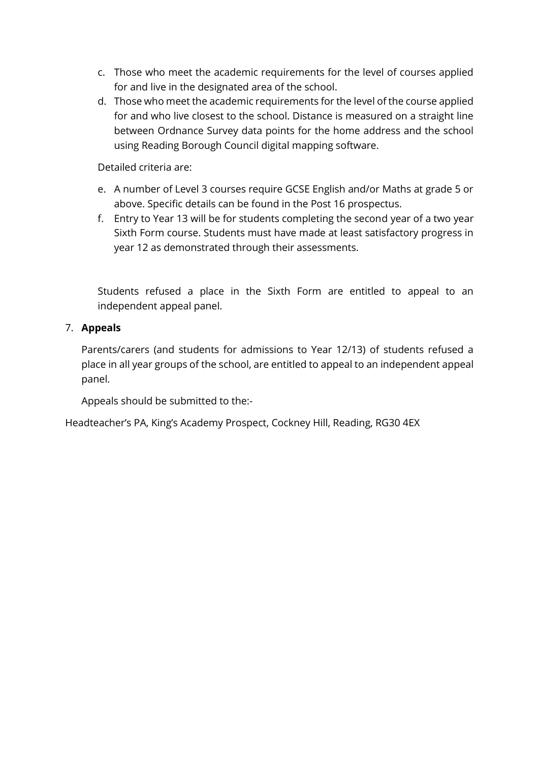c. Those who meet the academic requirements for the level of courses applied for and live in the designated area of the school.
d. Those who meet the academic requirements for the level of the course applied for and who live closest to the school. Distance is measured on a straight line between Ordnance Survey data points for the home address and the school using Reading Borough Council digital mapping software.

Detailed criteria are:

e. A number of Level 3 courses require GCSE English and/or Maths at grade 5 or above. Specific details can be found in the Post 16 prospectus.
f. Entry to Year 13 will be for students completing the second year of a two year Sixth Form course. Students must have made at least satisfactory progress in year 12 as demonstrated through their assessments.

Students refused a place in the Sixth Form are entitled to appeal to an independent appeal panel.

7. **Appeals**

Parents/carers (and students for admissions to Year 12/13) of students refused a place in all year groups of the school, are entitled to appeal to an independent appeal panel.

Appeals should be submitted to the:-

Headteacher's PA, King's Academy Prospect, Cockney Hill, Reading, RG30 4EX